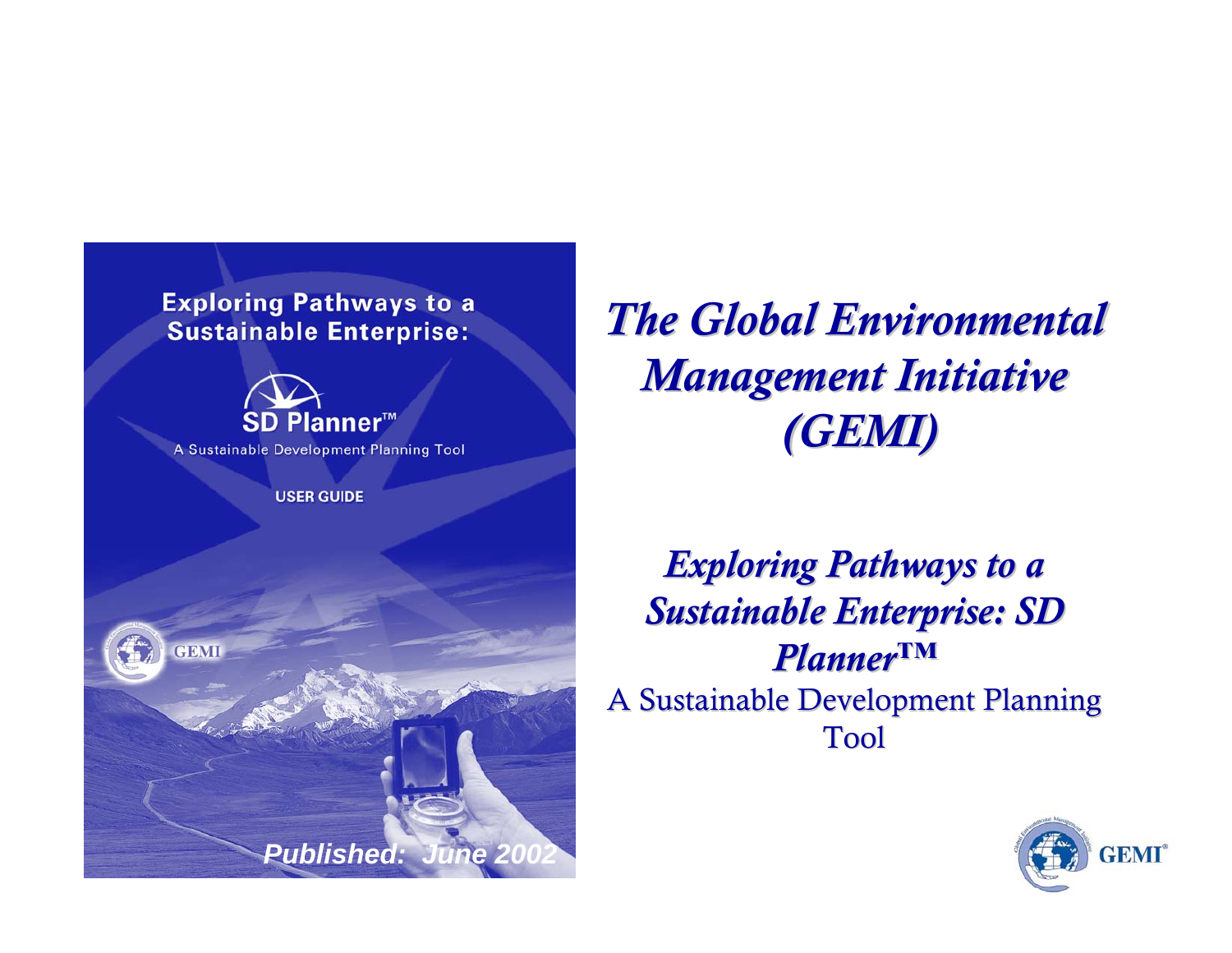Exploring Pathways to a Sustainable Enterprise:

SD Planner™

A Sustainable Development Planning Tool

USER GUIDE

GEMI

***Published: June 2002***

# *The Global Environmental Management Initiative (GEMI)*

## *Exploring Pathways to a Sustainable Enterprise: SD Planner™*

A Sustainable Development Planning Tool

GEMI®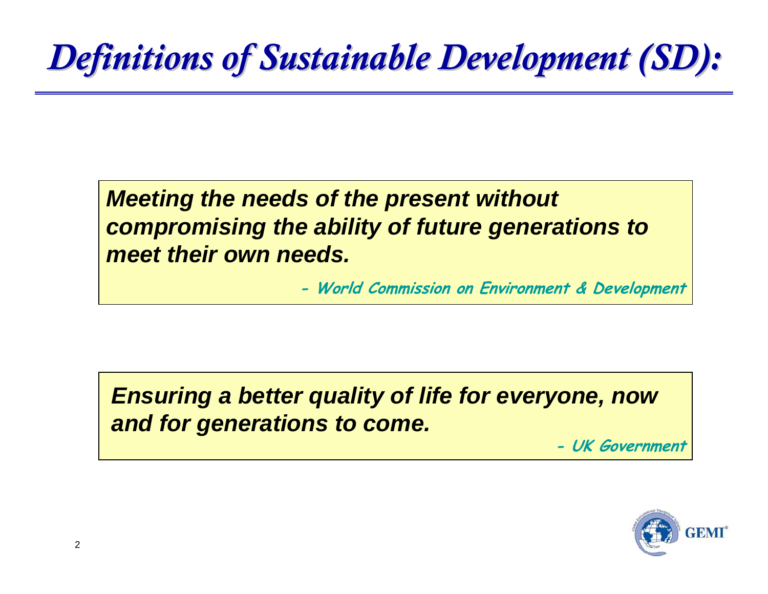# *Definitions of Sustainable Development (SD):*

> ***Meeting the needs of the present without compromising the ability of future generations to meet their own needs.***
>
> **- World Commission on Environment & Development**

> ***Ensuring a better quality of life for everyone, now and for generations to come.***
>
> **- UK Government**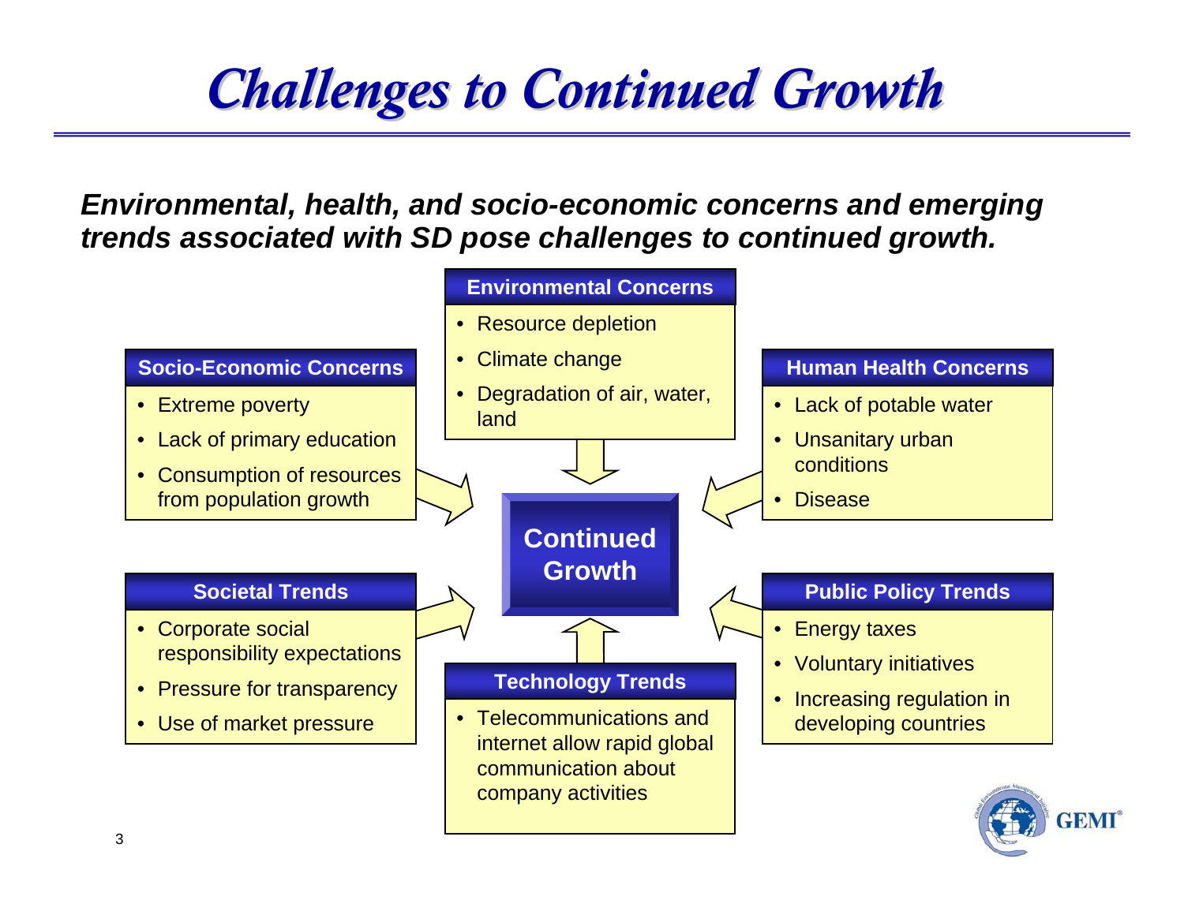# Challenges to Continued Growth

***Environmental, health, and socio-economic concerns and emerging trends associated with SD pose challenges to continued growth.***

**Environmental Concerns**

- Resource depletion
- Climate change
- Degradation of air, water, land

**Socio-Economic Concerns**

- Extreme poverty
- Lack of primary education
- Consumption of resources from population growth

**Human Health Concerns**

- Lack of potable water
- Unsanitary urban conditions
- Disease

**Continued Growth**

**Societal Trends**

- Corporate social responsibility expectations
- Pressure for transparency
- Use of market pressure

**Public Policy Trends**

- Energy taxes
- Voluntary initiatives
- Increasing regulation in developing countries

**Technology Trends**

- Telecommunications and internet allow rapid global communication about company activities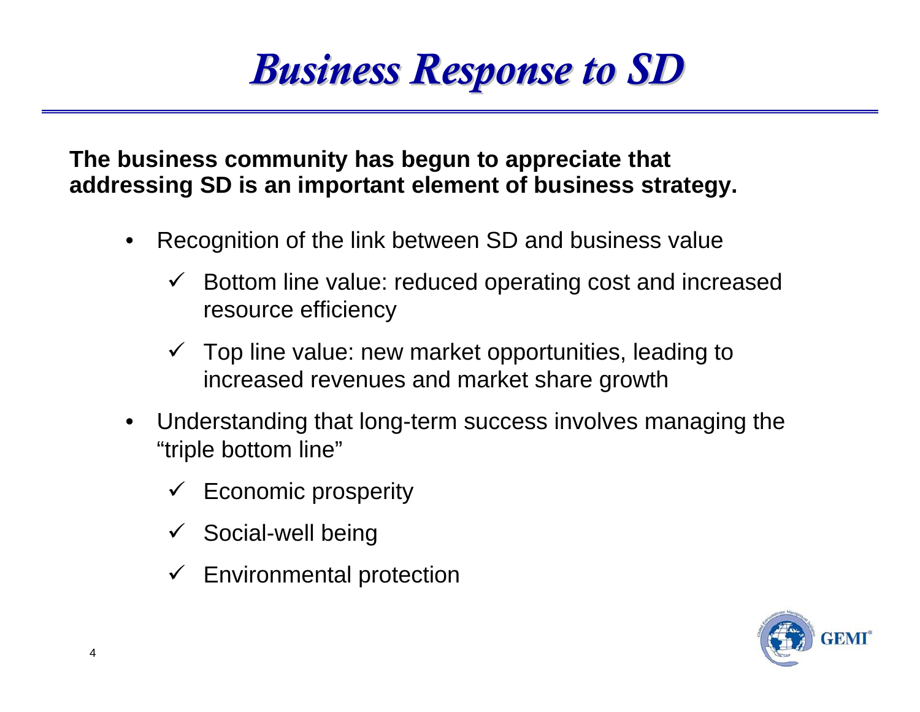# *Business Response to SD*

**The business community has begun to appreciate that addressing SD is an important element of business strategy.**

- Recognition of the link between SD and business value
  - ✓ Bottom line value: reduced operating cost and increased resource efficiency
  - ✓ Top line value: new market opportunities, leading to increased revenues and market share growth
- Understanding that long-term success involves managing the "triple bottom line"
  - ✓ Economic prosperity
  - ✓ Social-well being
  - ✓ Environmental protection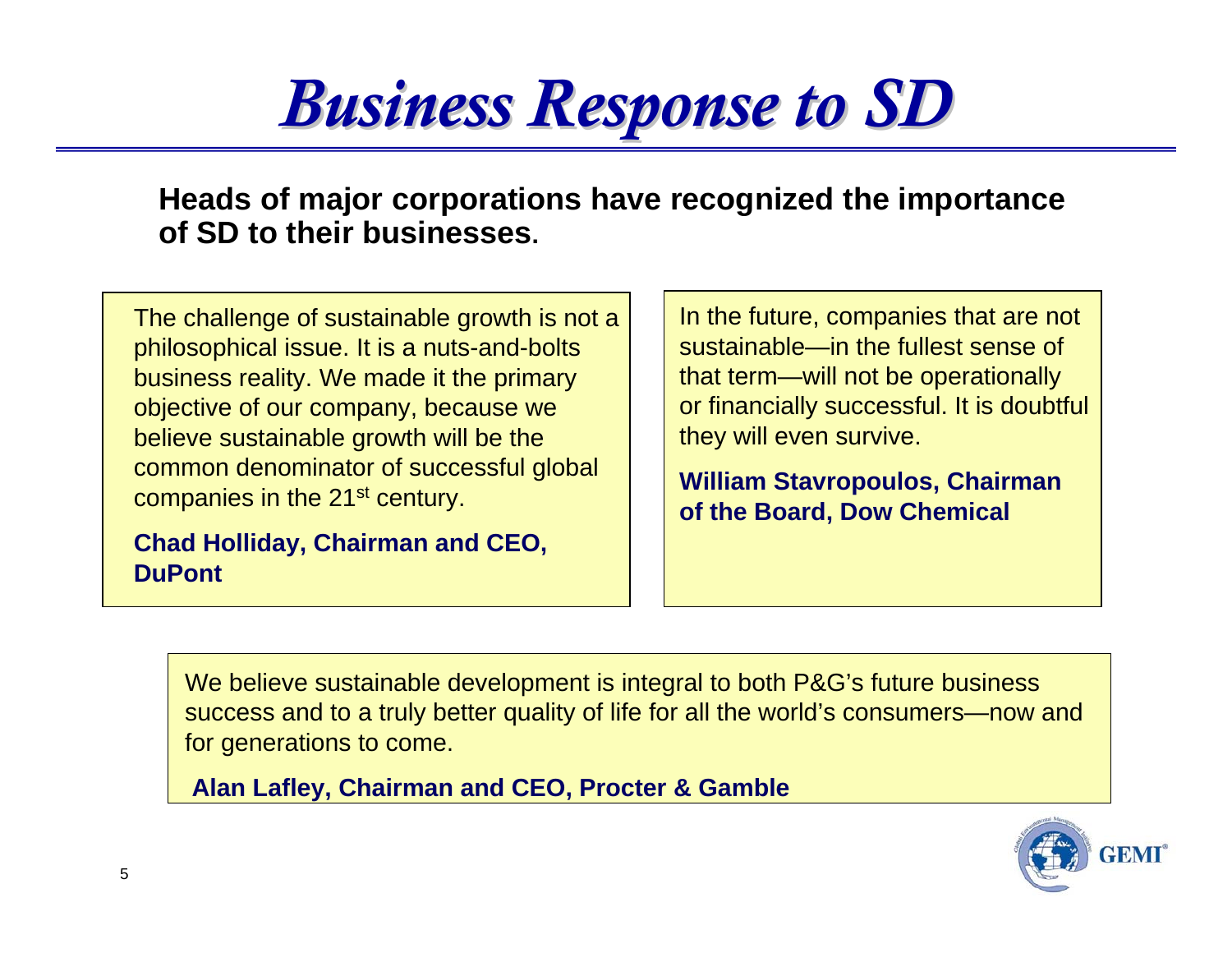# Business Response to SD

**Heads of major corporations have recognized the importance of SD to their businesses.**

The challenge of sustainable growth is not a philosophical issue. It is a nuts-and-bolts business reality. We made it the primary objective of our company, because we believe sustainable growth will be the common denominator of successful global companies in the 21st century.

**Chad Holliday, Chairman and CEO, DuPont**

In the future, companies that are not sustainable—in the fullest sense of that term—will not be operationally or financially successful. It is doubtful they will even survive.

**William Stavropoulos, Chairman of the Board, Dow Chemical**

We believe sustainable development is integral to both P&G's future business success and to a truly better quality of life for all the world's consumers—now and for generations to come.

**Alan Lafley, Chairman and CEO, Procter & Gamble**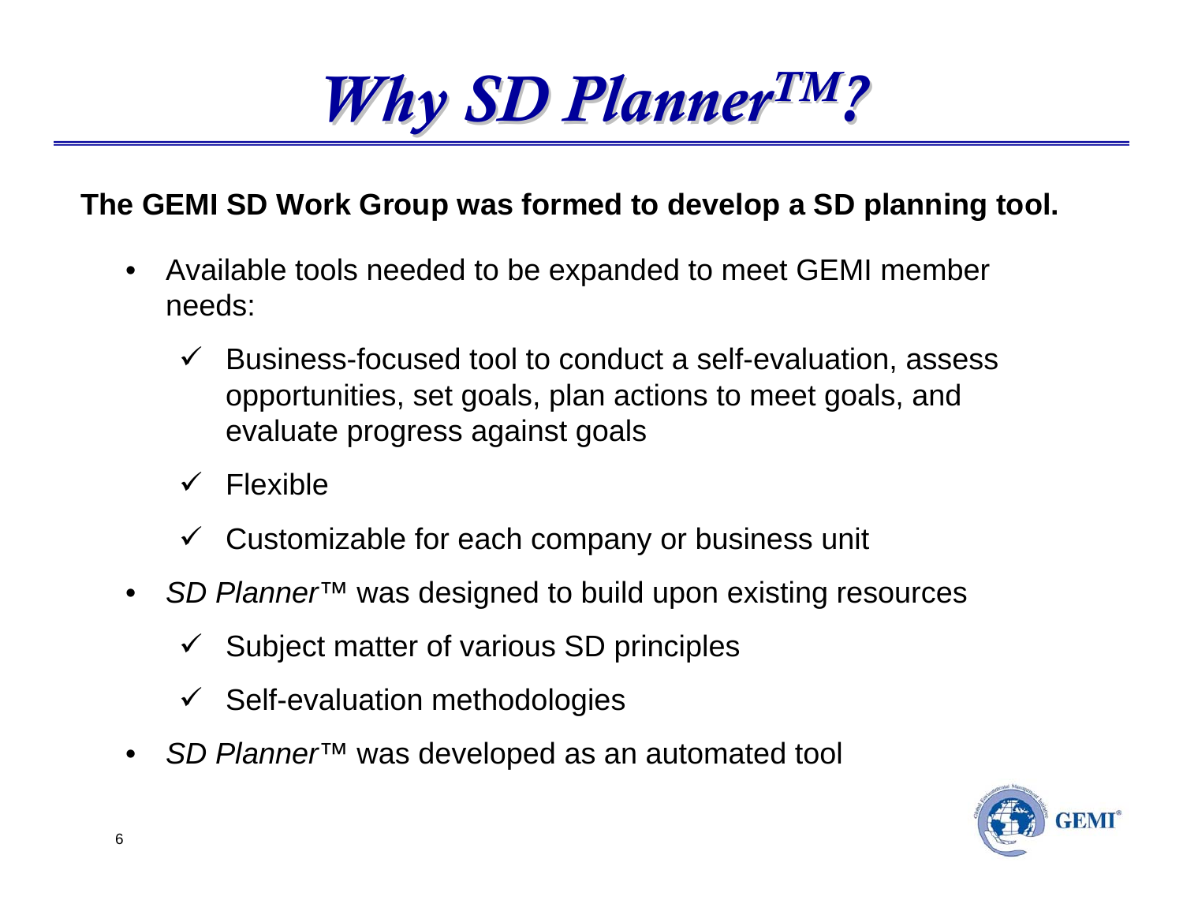# *Why SD Planner™?*

**The GEMI SD Work Group was formed to develop a SD planning tool.**

- Available tools needed to be expanded to meet GEMI member needs:
  - ✓ Business-focused tool to conduct a self-evaluation, assess opportunities, set goals, plan actions to meet goals, and evaluate progress against goals
  - ✓ Flexible
  - ✓ Customizable for each company or business unit
- *SD Planner*™ was designed to build upon existing resources
  - ✓ Subject matter of various SD principles
  - ✓ Self-evaluation methodologies
- *SD Planner*™ was developed as an automated tool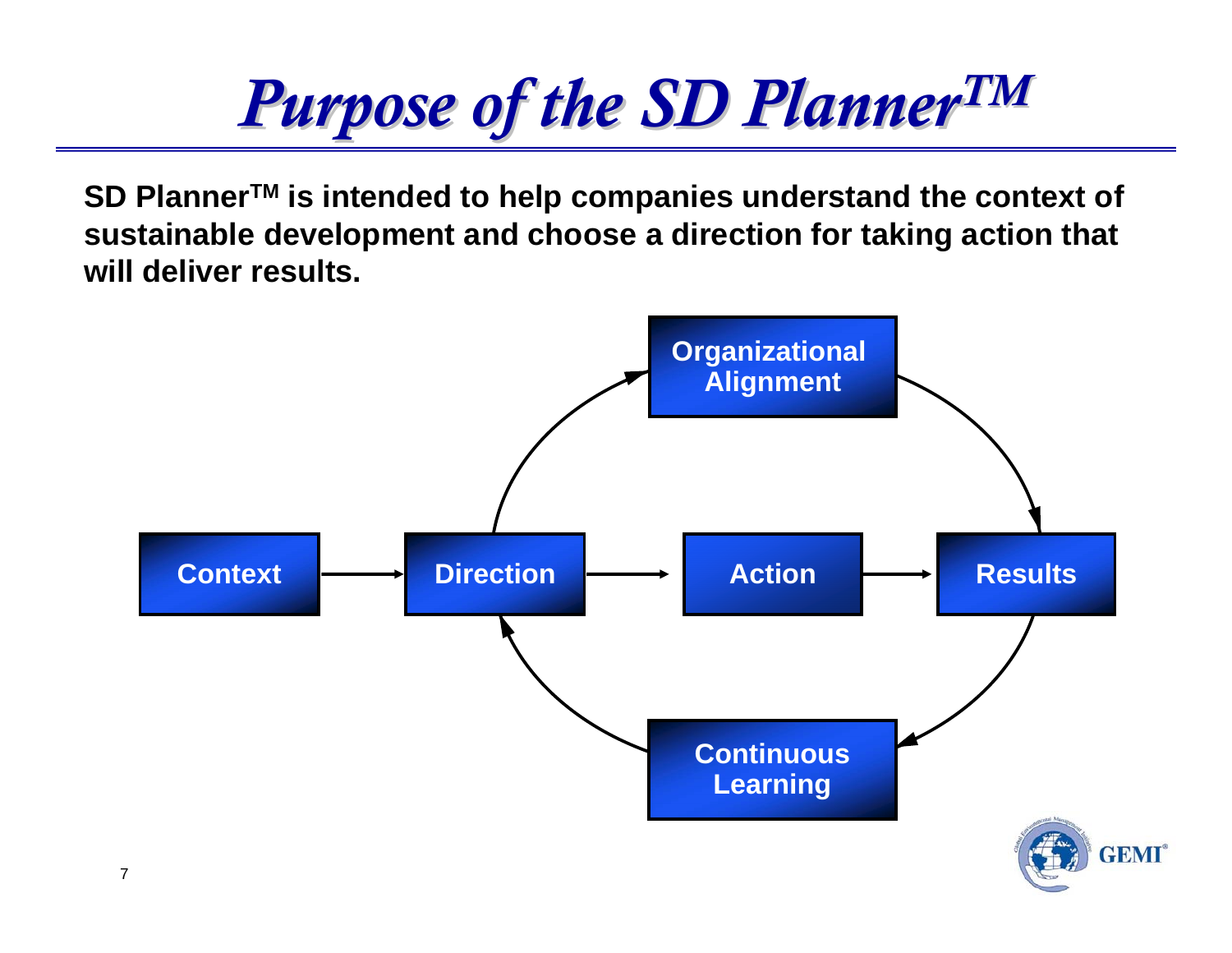# *Purpose of the SD Planner™*

**SD Planner™ is intended to help companies understand the context of sustainable development and choose a direction for taking action that will deliver results.**

Organizational Alignment

Context → Direction → Action → Results

Continuous Learning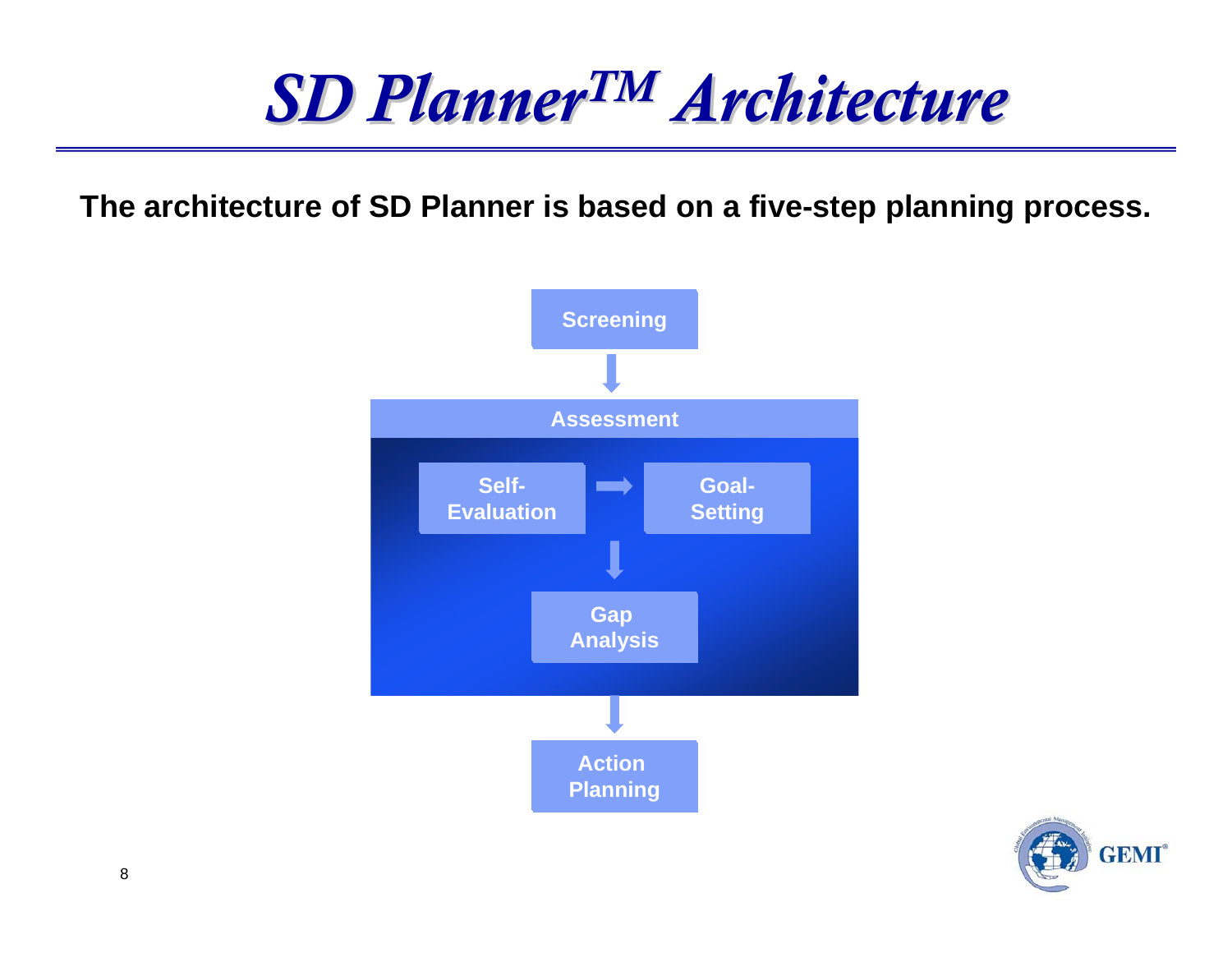# SD Planner™ Architecture

**The architecture of SD Planner is based on a five-step planning process.**

Screening

Assessment

Self-Evaluation → Goal-Setting

Gap Analysis

Action Planning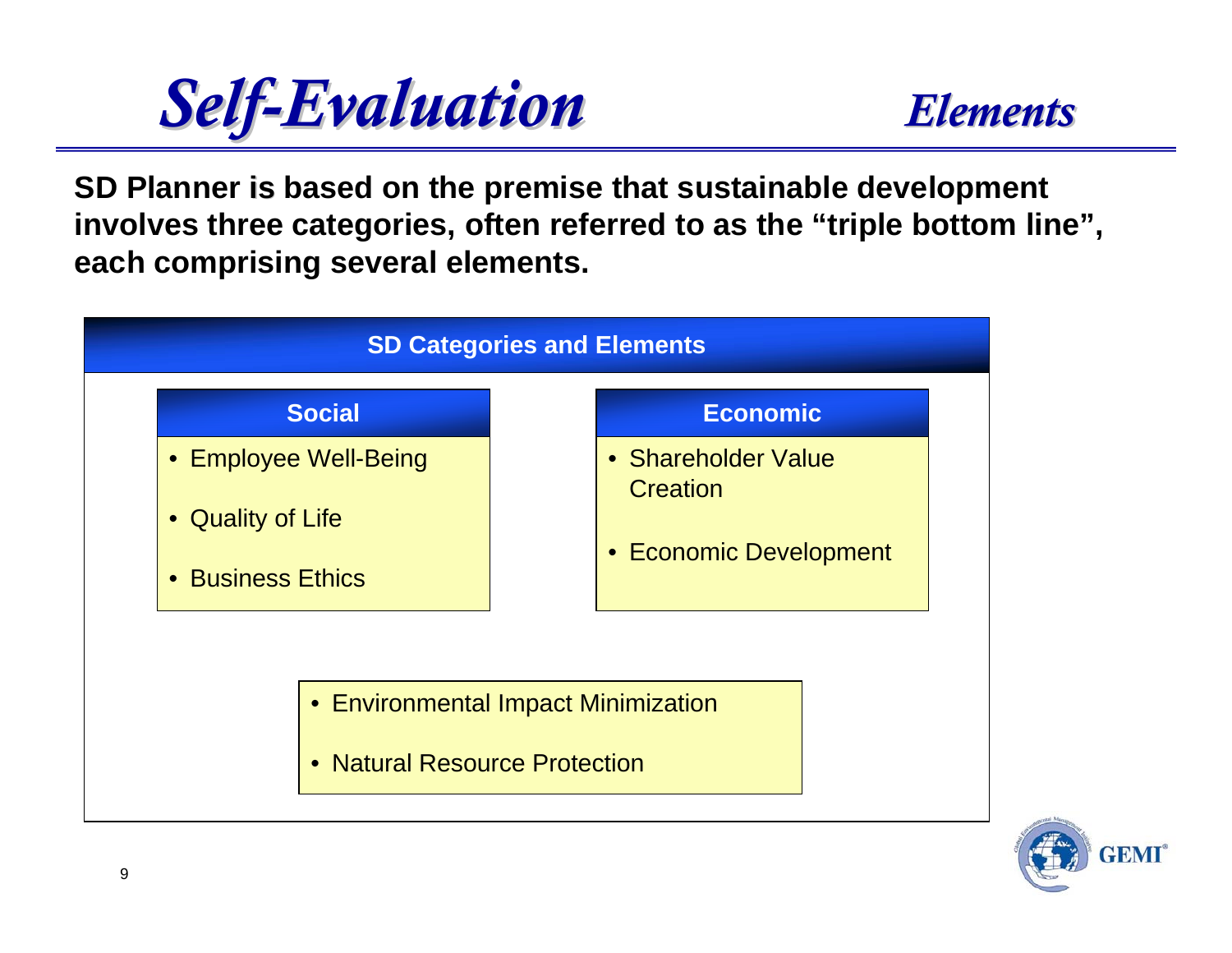# *Self-Evaluation* — *Elements*

**SD Planner is based on the premise that sustainable development involves three categories, often referred to as the "triple bottom line", each comprising several elements.**

## SD Categories and Elements

### Social

- Employee Well-Being
- Quality of Life
- Business Ethics

### Economic

- Shareholder Value Creation
- Economic Development

- Environmental Impact Minimization
- Natural Resource Protection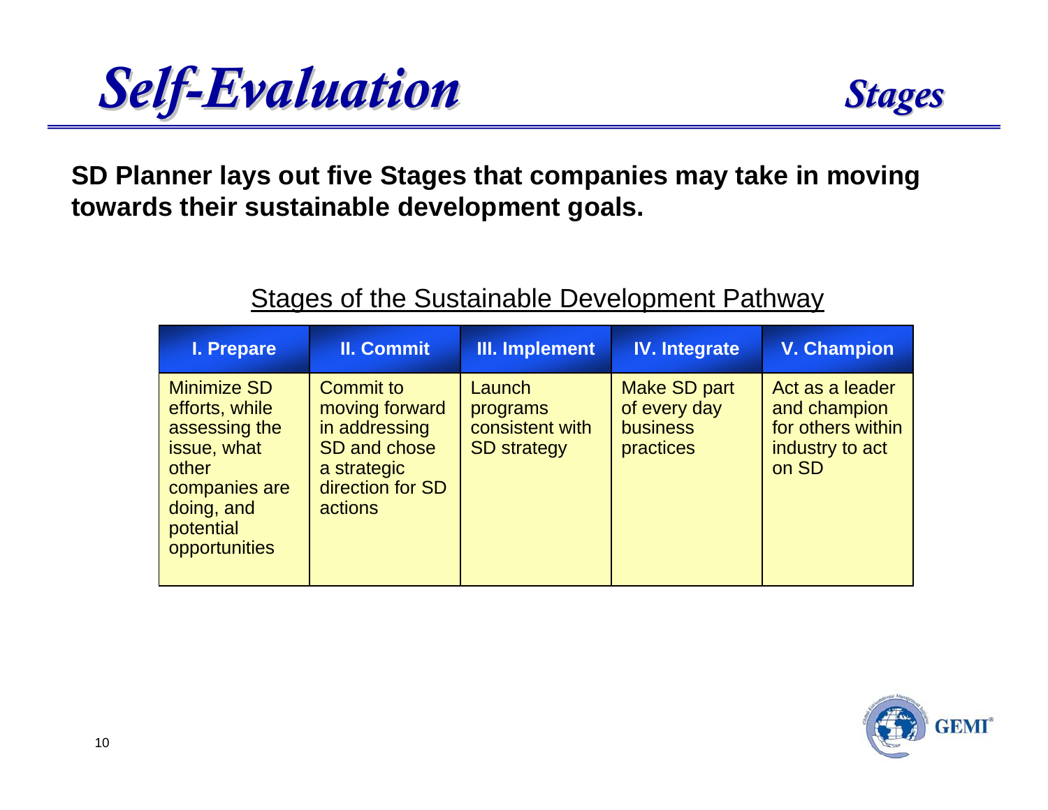# Self-Evaluation

## Stages

**SD Planner lays out five Stages that companies may take in moving towards their sustainable development goals.**

Stages of the Sustainable Development Pathway

| I. Prepare | II. Commit | III. Implement | IV. Integrate | V. Champion |
|---|---|---|---|---|
| Minimize SD efforts, while assessing the issue, what other companies are doing, and potential opportunities | Commit to moving forward in addressing SD and chose a strategic direction for SD actions | Launch programs consistent with SD strategy | Make SD part of every day business practices | Act as a leader and champion for others within industry to act on SD |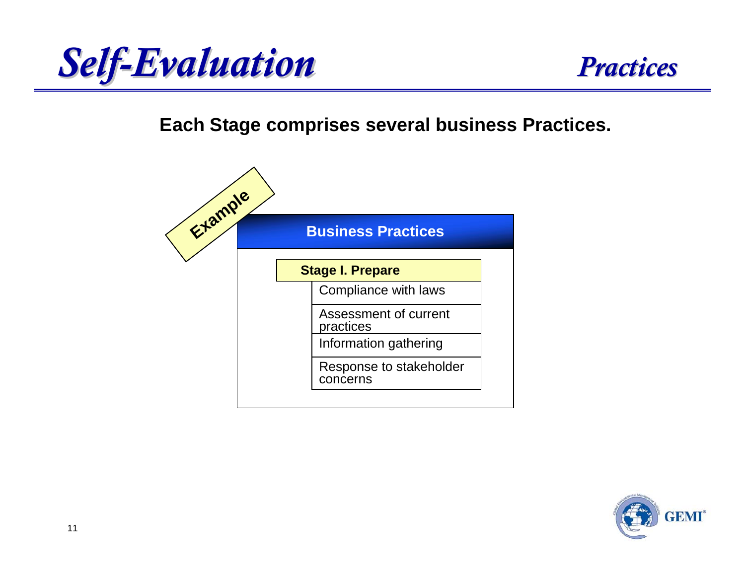# Self-Evaluation

## Practices

**Each Stage comprises several business Practices.**

*Example*

| Business Practices |
| --- |
| **Stage I. Prepare** |
| Compliance with laws |
| Assessment of current practices |
| Information gathering |
| Response to stakeholder concerns |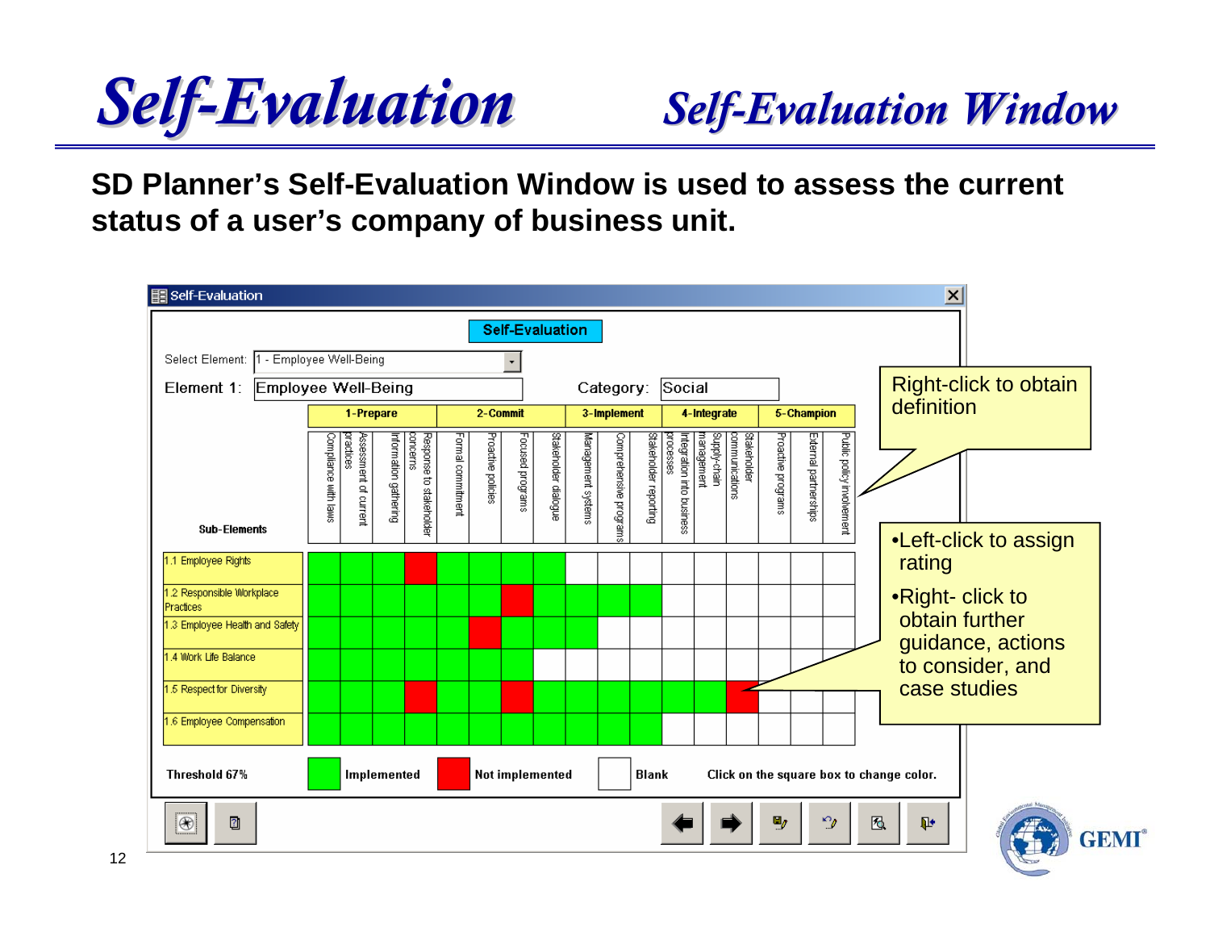# Self-Evaluation

## Self-Evaluation Window

**SD Planner's Self-Evaluation Window is used to assess the current status of a user's company of business unit.**

**Self-Evaluation**

Select Element: 1 - Employee Well-Being

Element 1: Employee Well-Being    Category: Social

| Sub-Elements | 1-Prepare | | | | 2-Commit | | | | 3-Implement | | | 4-Integrate | | | 5-Champion | | |
|---|---|---|---|---|---|---|---|---|---|---|---|---|---|---|---|---|---|
| | Compliance with laws | Assessment of current practices | Information gathering | Response to stakeholder concerns | Formal commitment | Proactive policies | Focused programs | Stakeholder dialogue | Management systems | Comprehensive programs | Stakeholder reporting | Integration into business processes | Supply-chain management | Stakeholder communications | Proactive programs | External partnerships | Public policy involvement |
| 1.1 Employee Rights | Implemented | Implemented | Implemented | Not implemented | Implemented | Implemented | Implemented | Implemented | Blank | Blank | Blank | Blank | Blank | Blank | Blank | Blank | Blank |
| 1.2 Responsible Workplace Practices | Implemented | Implemented | Implemented | Implemented | Implemented | Implemented | Not implemented | Implemented | Implemented | Implemented | Implemented | Blank | Blank | Blank | Blank | Blank | Blank |
| 1.3 Employee Health and Safety | Implemented | Implemented | Implemented | Implemented | Implemented | Not implemented | Implemented | Implemented | Implemented | Blank | Blank | Blank | Blank | Blank | Blank | Blank | Blank |
| 1.4 Work Life Balance | Implemented | Implemented | Implemented | Implemented | Implemented | Implemented | Implemented | Blank | Blank | Blank | Blank | Blank | Blank | Blank | Blank | Blank | Blank |
| 1.5 Respect for Diversity | Implemented | Implemented | Implemented | Not implemented | Implemented | Implemented | Not implemented | Implemented | Implemented | Implemented | Implemented | Implemented | Implemented | Not implemented | Blank | Blank | Blank |
| 1.6 Employee Compensation | Implemented | Implemented | Implemented | Implemented | Implemented | Implemented | Implemented | Implemented | Implemented | Implemented | Implemented | Blank | Blank | Blank | Blank | Blank | Blank |

Threshold 67% | Implemented | Not implemented | Blank | Click on the square box to change color.

Right-click to obtain definition

- Left-click to assign rating
- Right- click to obtain further guidance, actions to consider, and case studies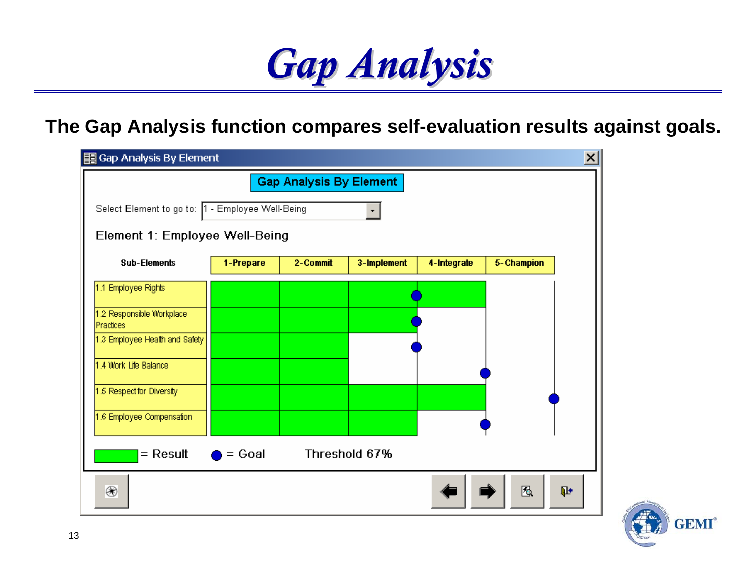# Gap Analysis

**The Gap Analysis function compares self-evaluation results against goals.**

Gap Analysis By Element

Select Element to go to: 1 - Employee Well-Being

Element 1: Employee Well-Being

| Sub-Elements | 1-Prepare | 2-Commit | 3-Implement | 4-Integrate | 5-Champion |
|---|---|---|---|---|---|
| 1.1 Employee Rights | | | | | |
| 1.2 Responsible Workplace Practices | | | | | |
| 1.3 Employee Health and Safety | | | | | |
| 1.4 Work Life Balance | | | | | |
| 1.5 Respect for Diversity | | | | | |
| 1.6 Employee Compensation | | | | | |

= Result ● = Goal Threshold 67%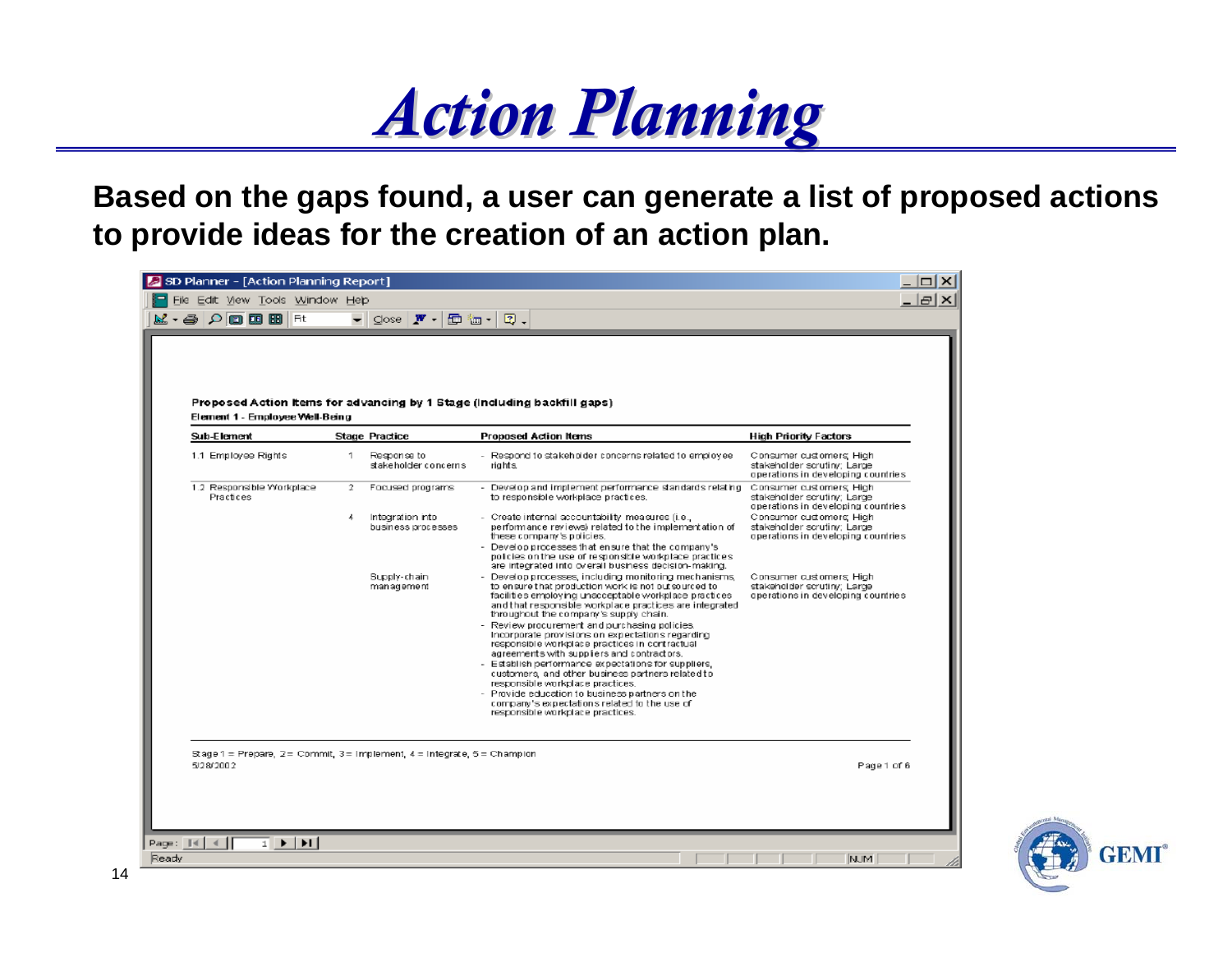# Action Planning

**Based on the gaps found, a user can generate a list of proposed actions to provide ideas for the creation of an action plan.**

SD Planner - [Action Planning Report]

File Edit View Tools Window Help

**Proposed Action Items for advancing by 1 Stage (including backfill gaps)**

**Element 1 - Employee Well-Being**

| Sub-Element | Stage | Practice | Proposed Action Items | High Priority Factors |
|---|---|---|---|---|
| 1.1 Employee Rights | 1 | Response to stakeholder concerns | - Respond to stakeholder concerns related to employee rights. | Consumer customers; High stakeholder scrutiny; Large operations in developing countries |
| 1.2 Responsible Workplace Practices | 2 | Focused programs | - Develop and implement performance standards relating to responsible workplace practices. | Consumer customers; High stakeholder scrutiny; Large operations in developing countries |
| | 4 | Integration into business processes | - Create internal accountability measures (i.e., performance reviews) related to the implementation of these company's policies.<br>- Develop processes that ensure that the company's policies on the use of responsible workplace practices are integrated into overall business decision-making. | Consumer customers; High stakeholder scrutiny; Large operations in developing countries |
| | | Supply-chain management | - Develop processes, including monitoring mechanisms, to ensure that production work is not outsourced to facilities employing unacceptable workplace practices and that responsible workplace practices are integrated throughout the company's supply chain.<br>- Review procurement and purchasing policies. Incorporate provisions on expectations regarding responsible workplace practices in contractual agreements with suppliers and contractors.<br>- Establish performance expectations for suppliers, customers, and other business partners related to responsible workplace practices.<br>- Provide education to business partners on the company's expectations related to the use of responsible workplace practices. | Consumer customers; High stakeholder scrutiny; Large operations in developing countries |

Stage 1 = Prepare, 2 = Commit, 3 = Implement, 4 = Integrate, 5 = Champion

5/28/2002

Page 1 of 6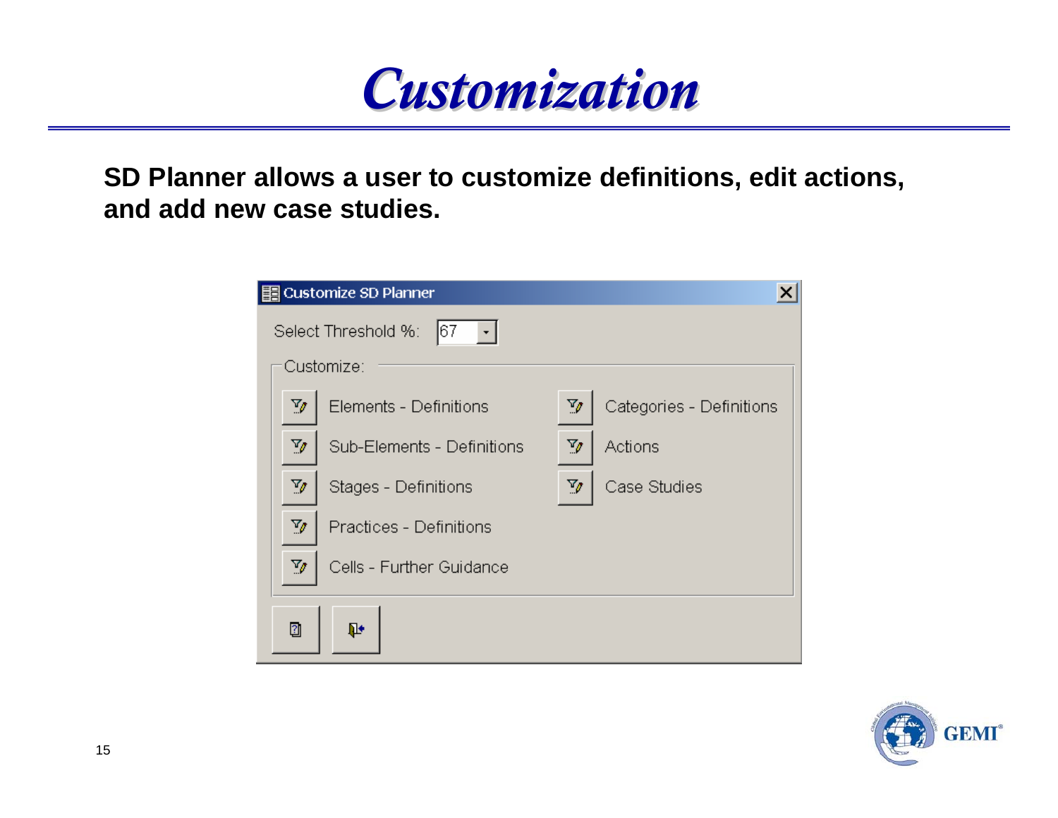# Customization

**SD Planner allows a user to customize definitions, edit actions, and add new case studies.**

Customize SD Planner

Select Threshold %: 67

Customize:

- Elements - Definitions
- Sub-Elements - Definitions
- Stages - Definitions
- Practices - Definitions
- Cells - Further Guidance
- Categories - Definitions
- Actions
- Case Studies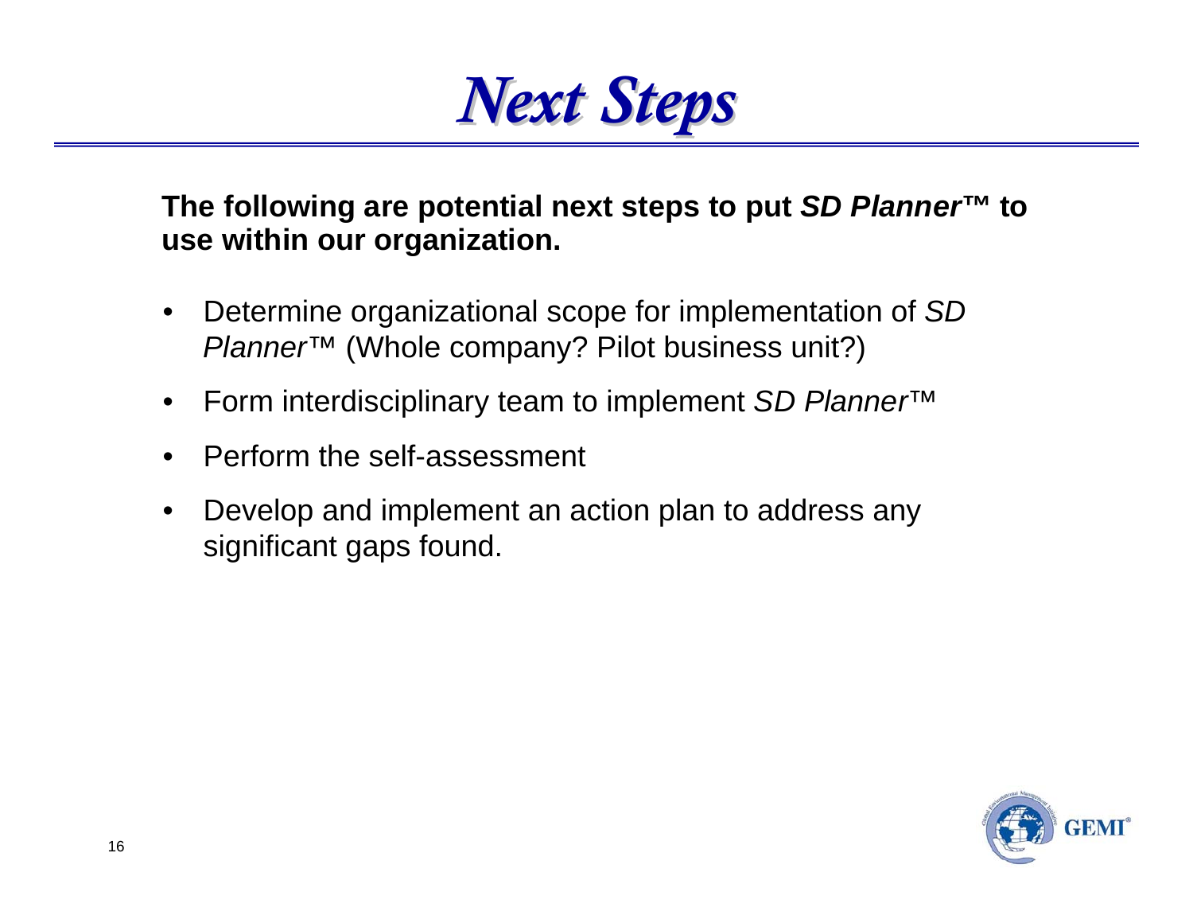# *Next Steps*

**The following are potential next steps to put *SD Planner*™ to use within our organization.**

- Determine organizational scope for implementation of *SD Planner*™ (Whole company? Pilot business unit?)
- Form interdisciplinary team to implement *SD Planner*™
- Perform the self-assessment
- Develop and implement an action plan to address any significant gaps found.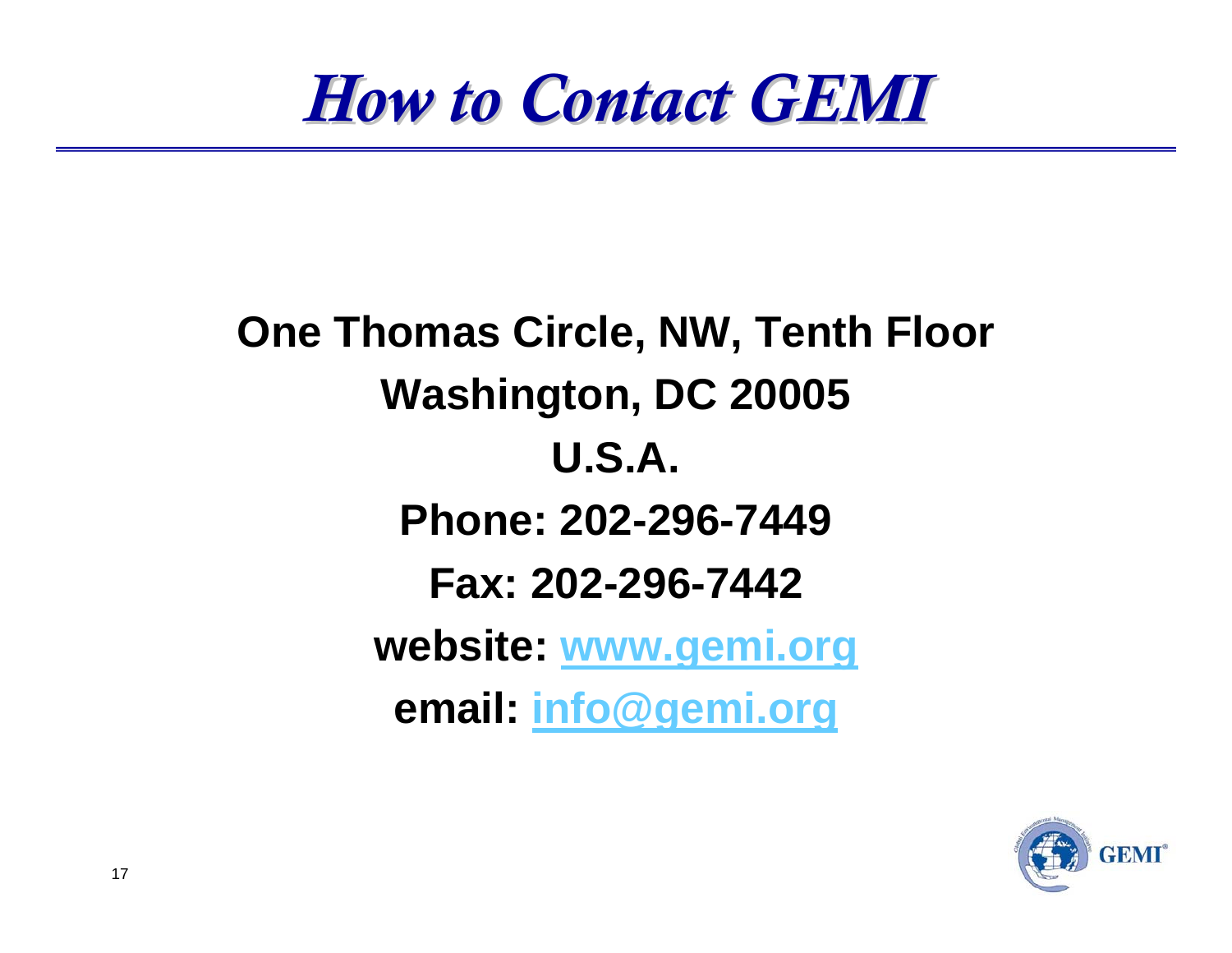# How to Contact GEMI

**One Thomas Circle, NW, Tenth Floor**

**Washington, DC 20005**

**U.S.A.**

**Phone: 202-296-7449**

**Fax: 202-296-7442**

**website: www.gemi.org**

**email: info@gemi.org**